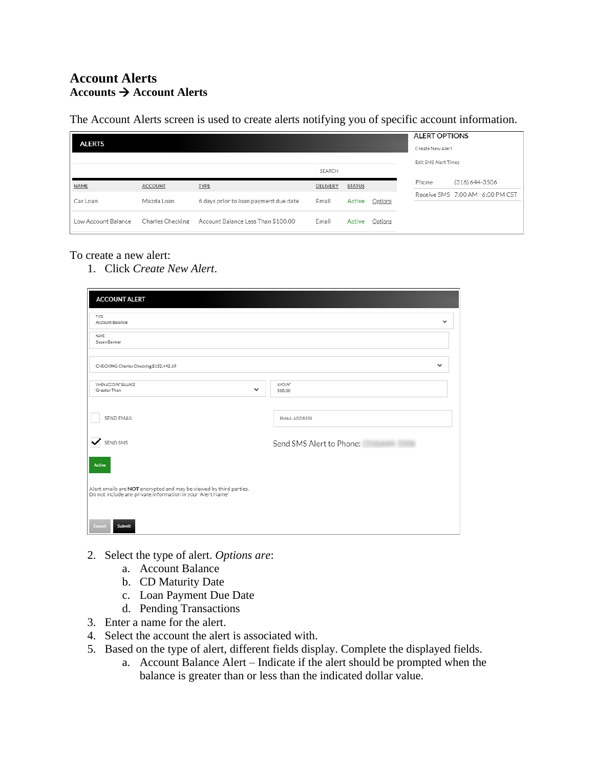# Account Alerts

## Accounts → Account Alerts

The Account Alerts screen is used to create alerts notifying you of specific account information.

| NAME | ACCOUNT | TYPE | DELIVERY | STATUS | |
|---|---|---|---|---|---|
| Car Loan | Mazda Loan | 6 days prior to loan payment due date | Email | Active | Options |
| Low Account Balance | Charles Checking | Account Balance Less Than $100.00 | Email | Active | Options |

To create a new alert:

1. Click *Create New Alert*.
2. Select the type of alert. *Options are*:
   a. Account Balance
   b. CD Maturity Date
   c. Loan Payment Due Date
   d. Pending Transactions
3. Enter a name for the alert.
4. Select the account the alert is associated with.
5. Based on the type of alert, different fields display. Complete the displayed fields.
   a. Account Balance Alert – Indicate if the alert should be prompted when the balance is greater than or less than the indicated dollar value.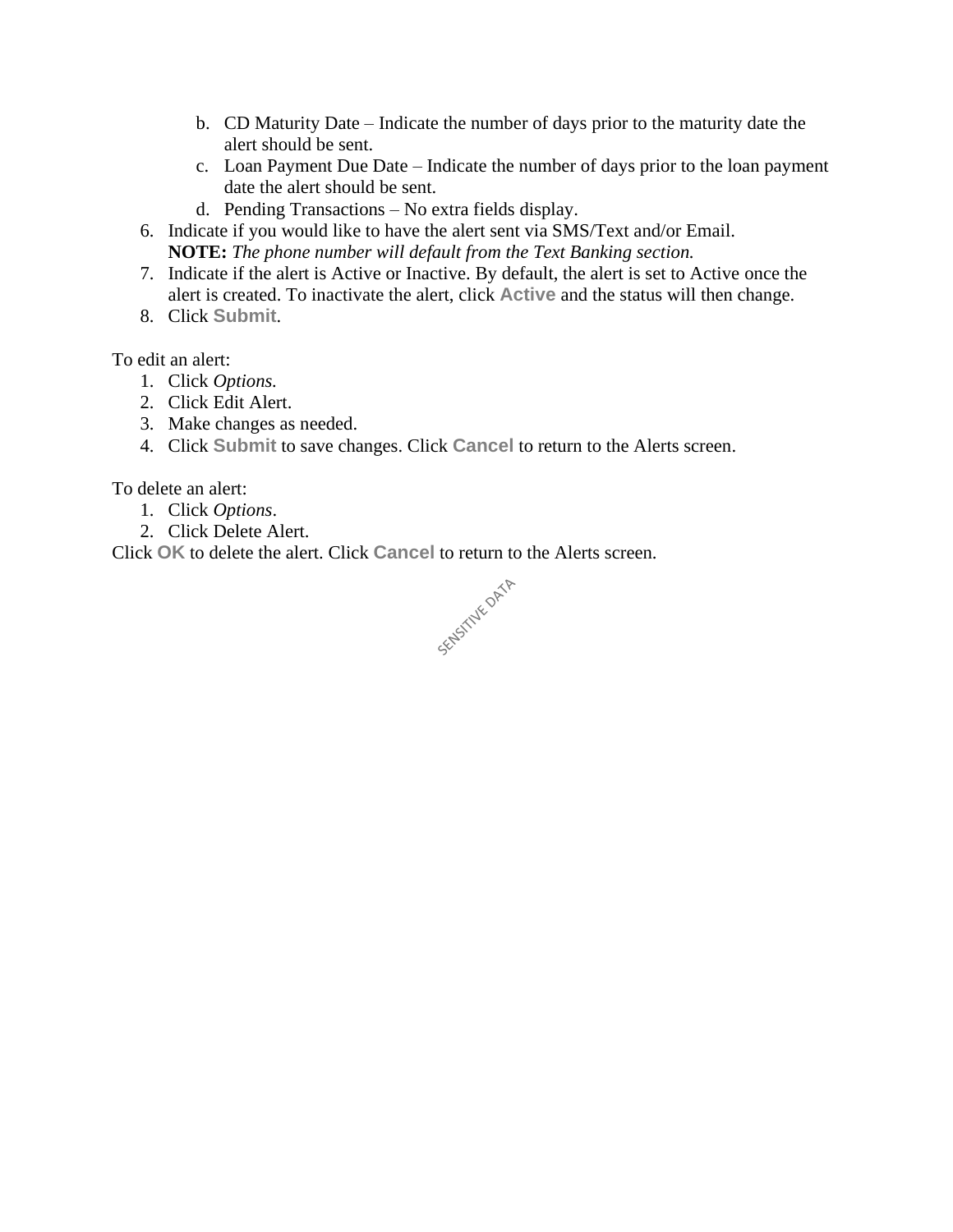b. CD Maturity Date – Indicate the number of days prior to the maturity date the alert should be sent.
   c. Loan Payment Due Date – Indicate the number of days prior to the loan payment date the alert should be sent.
   d. Pending Transactions – No extra fields display.
6. Indicate if you would like to have the alert sent via SMS/Text and/or Email.
   **NOTE:** *The phone number will default from the Text Banking section.*
7. Indicate if the alert is Active or Inactive. By default, the alert is set to Active once the alert is created. To inactivate the alert, click **Active** and the status will then change.
8. Click **Submit**.

To edit an alert:

1. Click *Options.*
2. Click Edit Alert.
3. Make changes as needed.
4. Click **Submit** to save changes. Click **Cancel** to return to the Alerts screen.

To delete an alert:

1. Click *Options*.
2. Click Delete Alert.

Click **OK** to delete the alert. Click **Cancel** to return to the Alerts screen.

SENSITIVE DATA